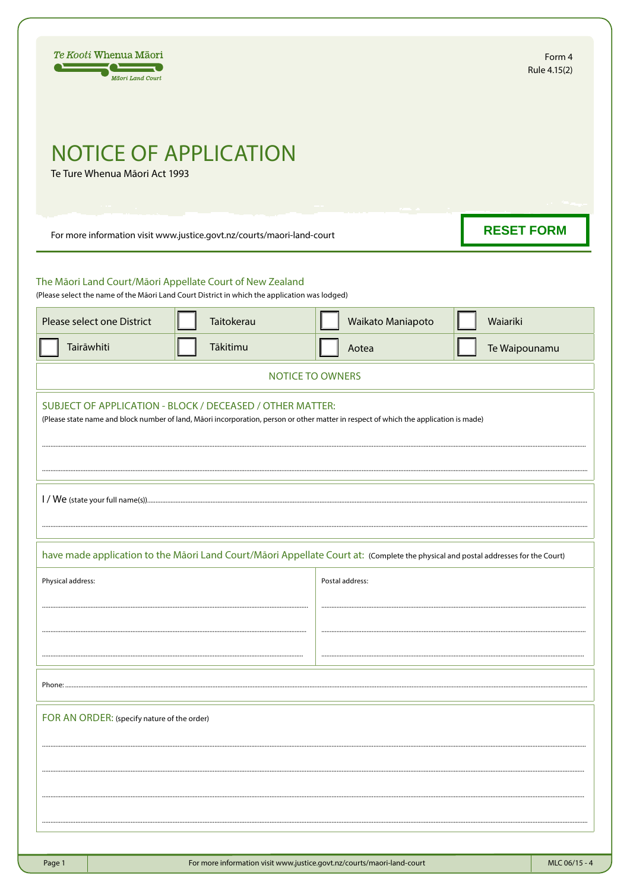Te Kooti Whenua Māori
Māori Land Court

Form 4
Rule 4.15(2)

# NOTICE OF APPLICATION

Te Ture Whenua Māori Act 1993

For more information visit www.justice.govt.nz/courts/maori-land-court

RESET FORM

## The Māori Land Court/Māori Appellate Court of New Zealand

(Please select the name of the Māori Land Court District in which the application was lodged)

| Please select one District | ☐ Taitokerau | ☐ Waikato Maniapoto | ☐ Waiariki |
|---|---|---|---|
| ☐ Tairāwhiti | ☐ Tākitimu | ☐ Aotea | ☐ Te Waipounamu |

### NOTICE TO OWNERS

**SUBJECT OF APPLICATION - BLOCK / DECEASED / OTHER MATTER:**
(Please state name and block number of land, Māori incorporation, person or other matter in respect of which the application is made)

..........................................................................................

..........................................................................................

I / We (state your full name(s))..........................................................................................

..........................................................................................

**have made application to the Māori Land Court/Māori Appellate Court at:** (Complete the physical and postal addresses for the Court)

| Physical address: | Postal address: |
|---|---|
| .............................................. | .............................................. |
| .............................................. | .............................................. |
| .............................................. | .............................................. |

Phone: ..........................................................................................

**FOR AN ORDER:** (specify nature of the order)

..........................................................................................

..........................................................................................

..........................................................................................

..........................................................................................

MLC 06/15 - 4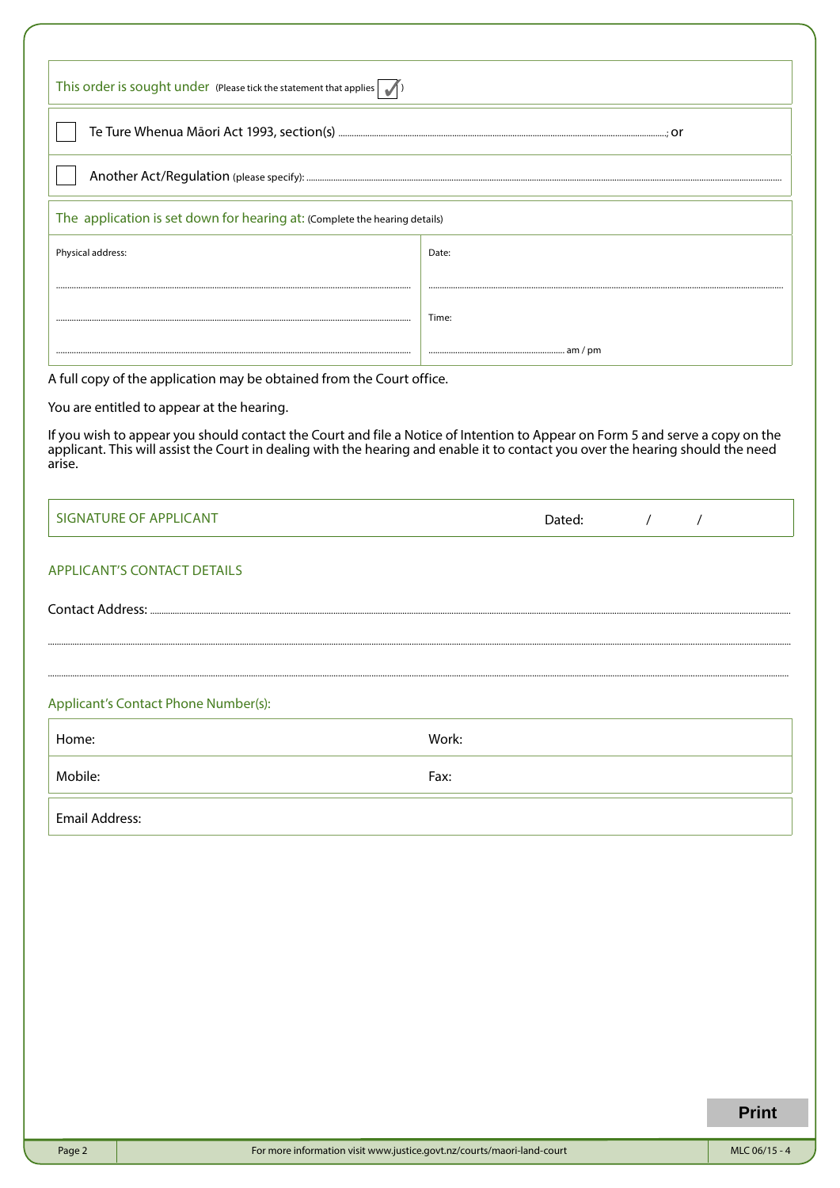**This order is sought under** (Please tick the statement that applies ☑)

☐ Te Ture Whenua Māori Act 1993, section(s) ............................................................; or

☐ Another Act/Regulation (please specify): ............................................................

**The application is set down for hearing at:** (Complete the hearing details)

| Physical address: | Date: |
|---|---|
| ............................................................ | ............................................................ |
| ............................................................ | Time: |
| ............................................................ | .............................. am / pm |

A full copy of the application may be obtained from the Court office.

You are entitled to appear at the hearing.

If you wish to appear you should contact the Court and file a Notice of Intention to Appear on Form 5 and serve a copy on the applicant. This will assist the Court in dealing with the hearing and enable it to contact you over the hearing should the need arise.

| SIGNATURE OF APPLICANT | Dated: / / |
|---|---|

## APPLICANT'S CONTACT DETAILS

Contact Address: ............................................................

............................................................

............................................................

**Applicant's Contact Phone Number(s):**

| Home: | Work: |
|---|---|
| Mobile: | Fax: |

Email Address:

Print

For more information visit www.justice.govt.nz/courts/maori-land-court

MLC 06/15 - 4